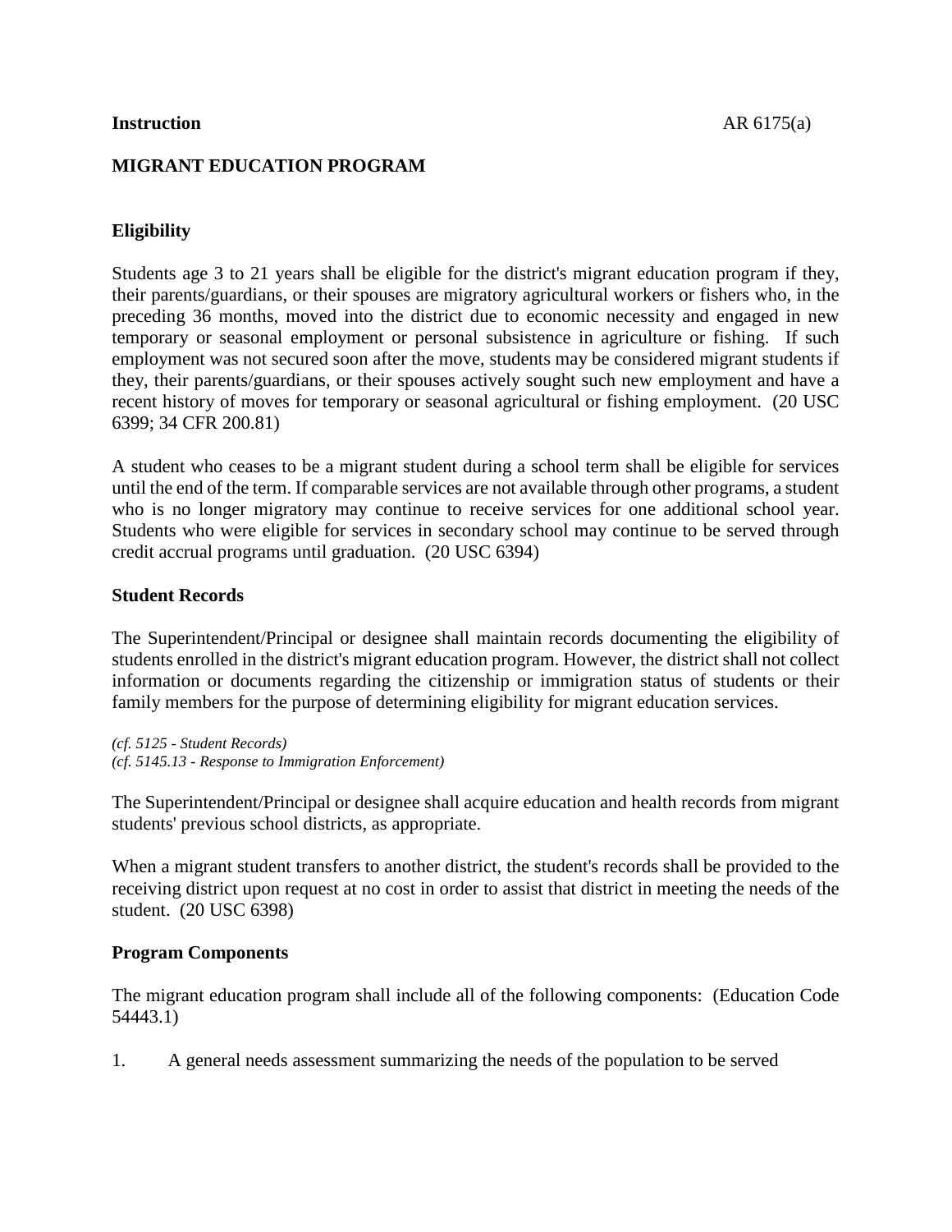**Instruction** AR 6175(a)

# MIGRANT EDUCATION PROGRAM

## Eligibility

Students age 3 to 21 years shall be eligible for the district's migrant education program if they, their parents/guardians, or their spouses are migratory agricultural workers or fishers who, in the preceding 36 months, moved into the district due to economic necessity and engaged in new temporary or seasonal employment or personal subsistence in agriculture or fishing. If such employment was not secured soon after the move, students may be considered migrant students if they, their parents/guardians, or their spouses actively sought such new employment and have a recent history of moves for temporary or seasonal agricultural or fishing employment. (20 USC 6399; 34 CFR 200.81)

A student who ceases to be a migrant student during a school term shall be eligible for services until the end of the term. If comparable services are not available through other programs, a student who is no longer migratory may continue to receive services for one additional school year. Students who were eligible for services in secondary school may continue to be served through credit accrual programs until graduation. (20 USC 6394)

## Student Records

The Superintendent/Principal or designee shall maintain records documenting the eligibility of students enrolled in the district's migrant education program. However, the district shall not collect information or documents regarding the citizenship or immigration status of students or their family members for the purpose of determining eligibility for migrant education services.

*(cf. 5125 - Student Records)*
*(cf. 5145.13 - Response to Immigration Enforcement)*

The Superintendent/Principal or designee shall acquire education and health records from migrant students' previous school districts, as appropriate.

When a migrant student transfers to another district, the student's records shall be provided to the receiving district upon request at no cost in order to assist that district in meeting the needs of the student. (20 USC 6398)

## Program Components

The migrant education program shall include all of the following components: (Education Code 54443.1)

1. A general needs assessment summarizing the needs of the population to be served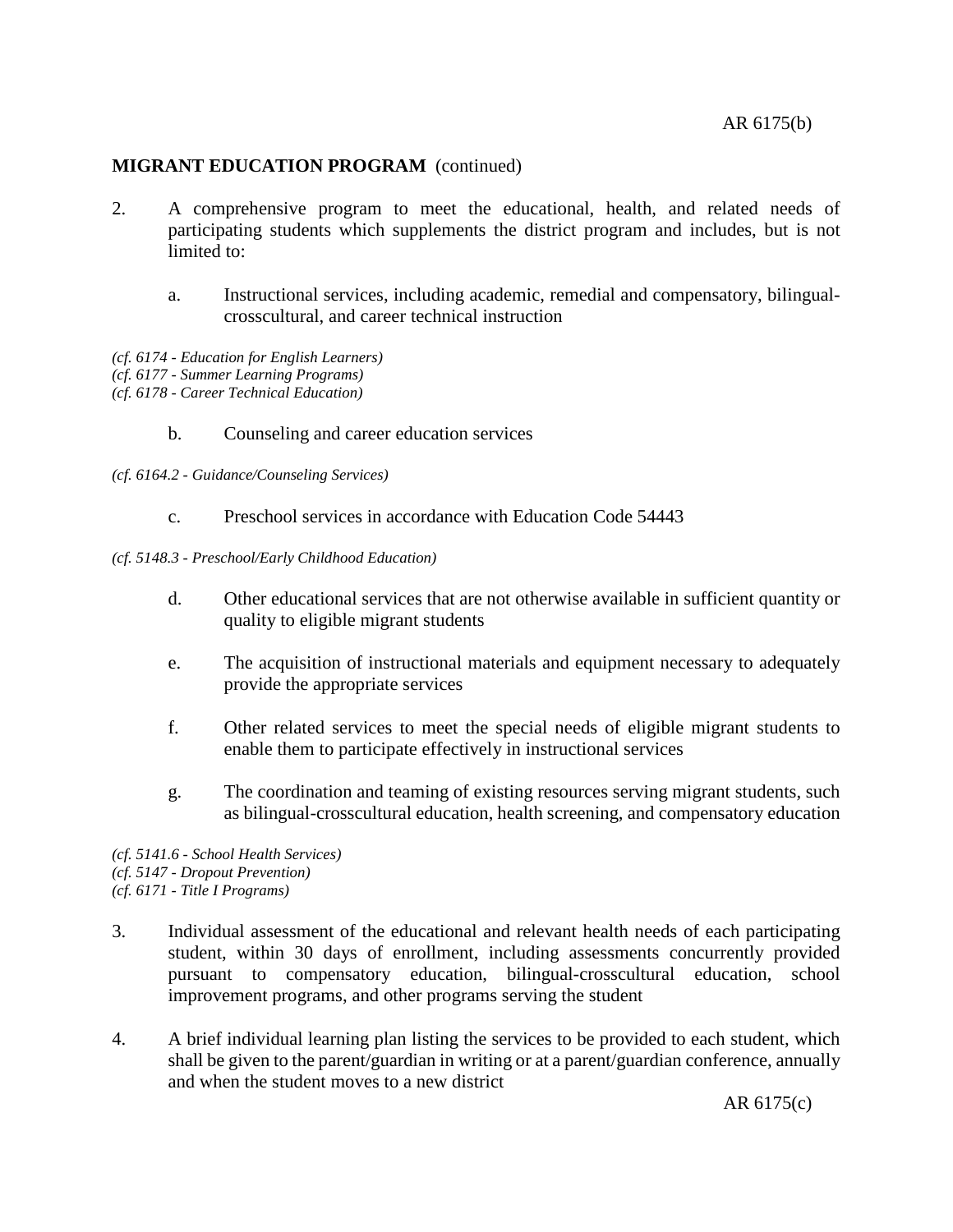**MIGRANT EDUCATION PROGRAM** (continued)

2. A comprehensive program to meet the educational, health, and related needs of participating students which supplements the district program and includes, but is not limited to:

   a. Instructional services, including academic, remedial and compensatory, bilingual-crosscultural, and career technical instruction

*(cf. 6174 - Education for English Learners)*
*(cf. 6177 - Summer Learning Programs)*
*(cf. 6178 - Career Technical Education)*

   b. Counseling and career education services

*(cf. 6164.2 - Guidance/Counseling Services)*

   c. Preschool services in accordance with Education Code 54443

*(cf. 5148.3 - Preschool/Early Childhood Education)*

   d. Other educational services that are not otherwise available in sufficient quantity or quality to eligible migrant students

   e. The acquisition of instructional materials and equipment necessary to adequately provide the appropriate services

   f. Other related services to meet the special needs of eligible migrant students to enable them to participate effectively in instructional services

   g. The coordination and teaming of existing resources serving migrant students, such as bilingual-crosscultural education, health screening, and compensatory education

*(cf. 5141.6 - School Health Services)*
*(cf. 5147 - Dropout Prevention)*
*(cf. 6171 - Title I Programs)*

3. Individual assessment of the educational and relevant health needs of each participating student, within 30 days of enrollment, including assessments concurrently provided pursuant to compensatory education, bilingual-crosscultural education, school improvement programs, and other programs serving the student

4. A brief individual learning plan listing the services to be provided to each student, which shall be given to the parent/guardian in writing or at a parent/guardian conference, annually and when the student moves to a new district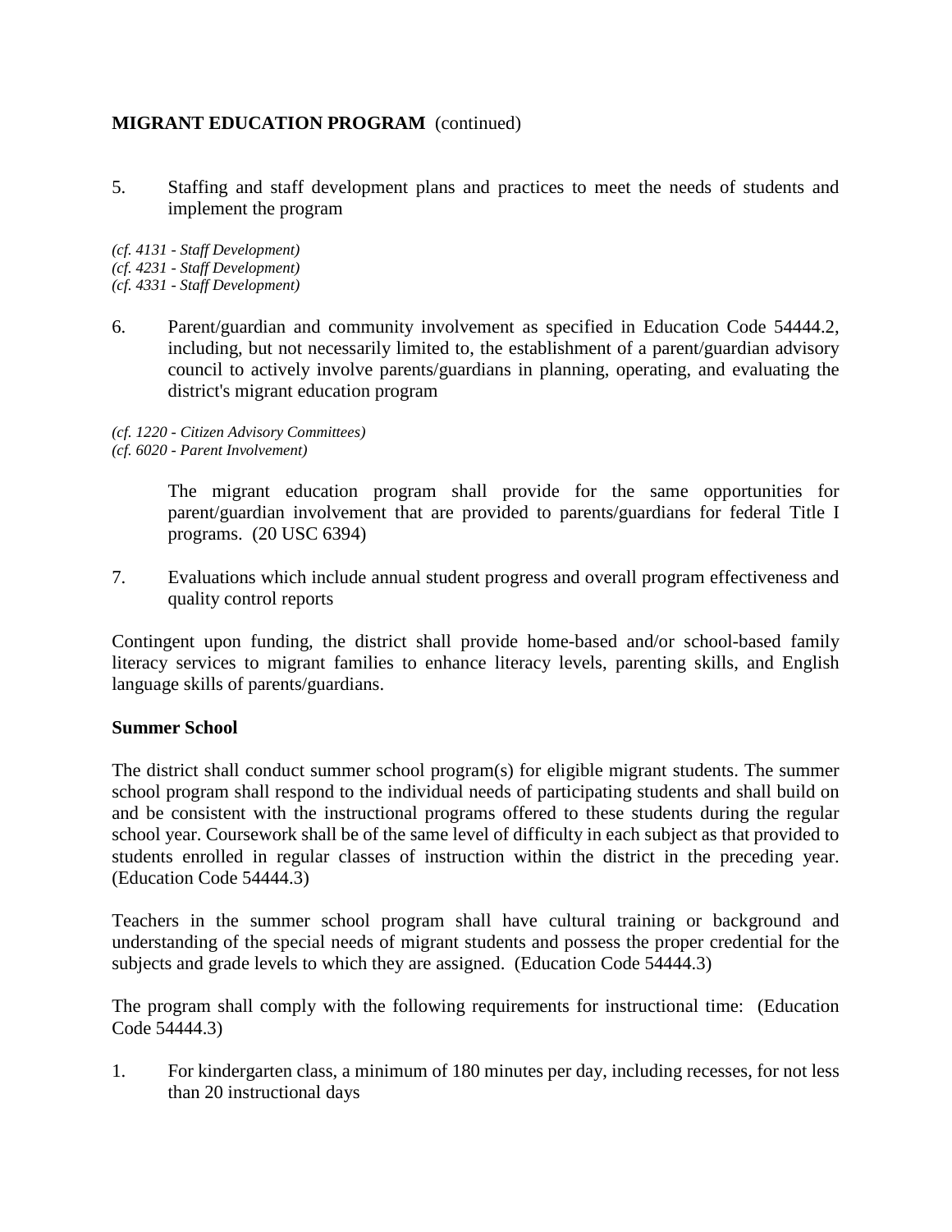**MIGRANT EDUCATION PROGRAM** (continued)

5. Staffing and staff development plans and practices to meet the needs of students and implement the program

*(cf. 4131 - Staff Development)*
*(cf. 4231 - Staff Development)*
*(cf. 4331 - Staff Development)*

6. Parent/guardian and community involvement as specified in Education Code 54444.2, including, but not necessarily limited to, the establishment of a parent/guardian advisory council to actively involve parents/guardians in planning, operating, and evaluating the district's migrant education program

*(cf. 1220 - Citizen Advisory Committees)*
*(cf. 6020 - Parent Involvement)*

    The migrant education program shall provide for the same opportunities for parent/guardian involvement that are provided to parents/guardians for federal Title I programs. (20 USC 6394)

7. Evaluations which include annual student progress and overall program effectiveness and quality control reports

Contingent upon funding, the district shall provide home-based and/or school-based family literacy services to migrant families to enhance literacy levels, parenting skills, and English language skills of parents/guardians.

**Summer School**

The district shall conduct summer school program(s) for eligible migrant students. The summer school program shall respond to the individual needs of participating students and shall build on and be consistent with the instructional programs offered to these students during the regular school year. Coursework shall be of the same level of difficulty in each subject as that provided to students enrolled in regular classes of instruction within the district in the preceding year. (Education Code 54444.3)

Teachers in the summer school program shall have cultural training or background and understanding of the special needs of migrant students and possess the proper credential for the subjects and grade levels to which they are assigned. (Education Code 54444.3)

The program shall comply with the following requirements for instructional time: (Education Code 54444.3)

1. For kindergarten class, a minimum of 180 minutes per day, including recesses, for not less than 20 instructional days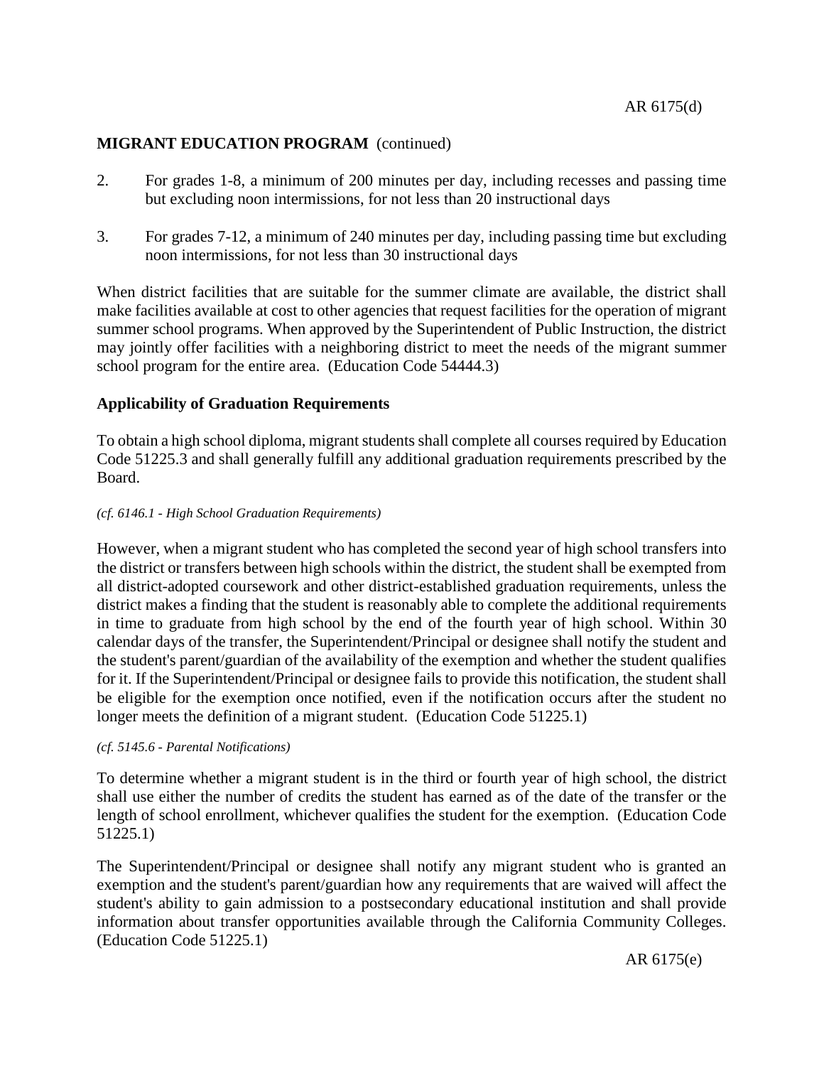2. For grades 1-8, a minimum of 200 minutes per day, including recesses and passing time but excluding noon intermissions, for not less than 20 instructional days

3. For grades 7-12, a minimum of 240 minutes per day, including passing time but excluding noon intermissions, for not less than 30 instructional days

When district facilities that are suitable for the summer climate are available, the district shall make facilities available at cost to other agencies that request facilities for the operation of migrant summer school programs. When approved by the Superintendent of Public Instruction, the district may jointly offer facilities with a neighboring district to meet the needs of the migrant summer school program for the entire area. (Education Code 54444.3)

## Applicability of Graduation Requirements

To obtain a high school diploma, migrant students shall complete all courses required by Education Code 51225.3 and shall generally fulfill any additional graduation requirements prescribed by the Board.

*(cf. 6146.1 - High School Graduation Requirements)*

However, when a migrant student who has completed the second year of high school transfers into the district or transfers between high schools within the district, the student shall be exempted from all district-adopted coursework and other district-established graduation requirements, unless the district makes a finding that the student is reasonably able to complete the additional requirements in time to graduate from high school by the end of the fourth year of high school. Within 30 calendar days of the transfer, the Superintendent/Principal or designee shall notify the student and the student's parent/guardian of the availability of the exemption and whether the student qualifies for it. If the Superintendent/Principal or designee fails to provide this notification, the student shall be eligible for the exemption once notified, even if the notification occurs after the student no longer meets the definition of a migrant student. (Education Code 51225.1)

*(cf. 5145.6 - Parental Notifications)*

To determine whether a migrant student is in the third or fourth year of high school, the district shall use either the number of credits the student has earned as of the date of the transfer or the length of school enrollment, whichever qualifies the student for the exemption. (Education Code 51225.1)

The Superintendent/Principal or designee shall notify any migrant student who is granted an exemption and the student's parent/guardian how any requirements that are waived will affect the student's ability to gain admission to a postsecondary educational institution and shall provide information about transfer opportunities available through the California Community Colleges. (Education Code 51225.1)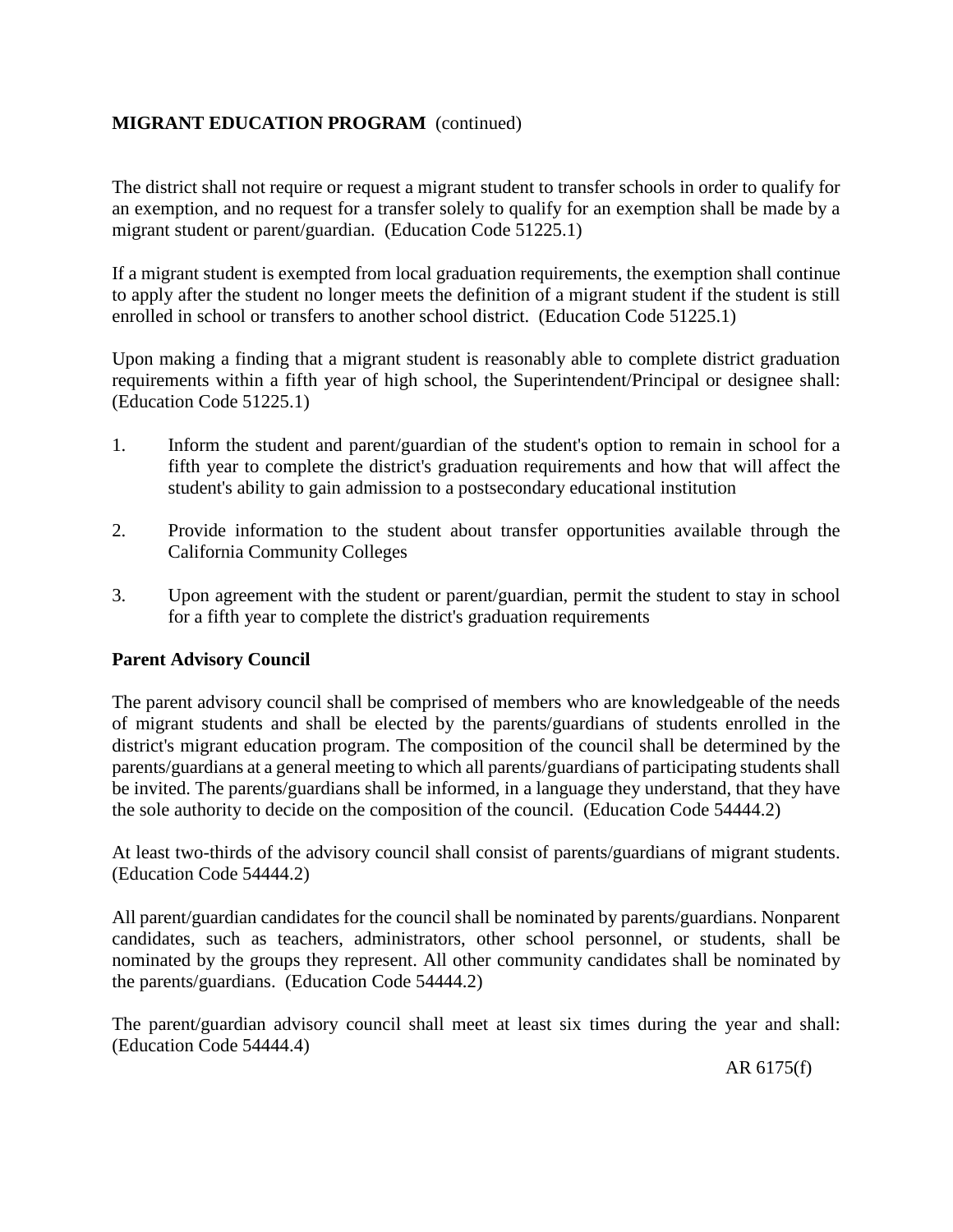**MIGRANT EDUCATION PROGRAM** (continued)

The district shall not require or request a migrant student to transfer schools in order to qualify for an exemption, and no request for a transfer solely to qualify for an exemption shall be made by a migrant student or parent/guardian. (Education Code 51225.1)

If a migrant student is exempted from local graduation requirements, the exemption shall continue to apply after the student no longer meets the definition of a migrant student if the student is still enrolled in school or transfers to another school district. (Education Code 51225.1)

Upon making a finding that a migrant student is reasonably able to complete district graduation requirements within a fifth year of high school, the Superintendent/Principal or designee shall: (Education Code 51225.1)

1. Inform the student and parent/guardian of the student's option to remain in school for a fifth year to complete the district's graduation requirements and how that will affect the student's ability to gain admission to a postsecondary educational institution

2. Provide information to the student about transfer opportunities available through the California Community Colleges

3. Upon agreement with the student or parent/guardian, permit the student to stay in school for a fifth year to complete the district's graduation requirements

**Parent Advisory Council**

The parent advisory council shall be comprised of members who are knowledgeable of the needs of migrant students and shall be elected by the parents/guardians of students enrolled in the district's migrant education program. The composition of the council shall be determined by the parents/guardians at a general meeting to which all parents/guardians of participating students shall be invited. The parents/guardians shall be informed, in a language they understand, that they have the sole authority to decide on the composition of the council. (Education Code 54444.2)

At least two-thirds of the advisory council shall consist of parents/guardians of migrant students. (Education Code 54444.2)

All parent/guardian candidates for the council shall be nominated by parents/guardians. Nonparent candidates, such as teachers, administrators, other school personnel, or students, shall be nominated by the groups they represent. All other community candidates shall be nominated by the parents/guardians. (Education Code 54444.2)

The parent/guardian advisory council shall meet at least six times during the year and shall: (Education Code 54444.4)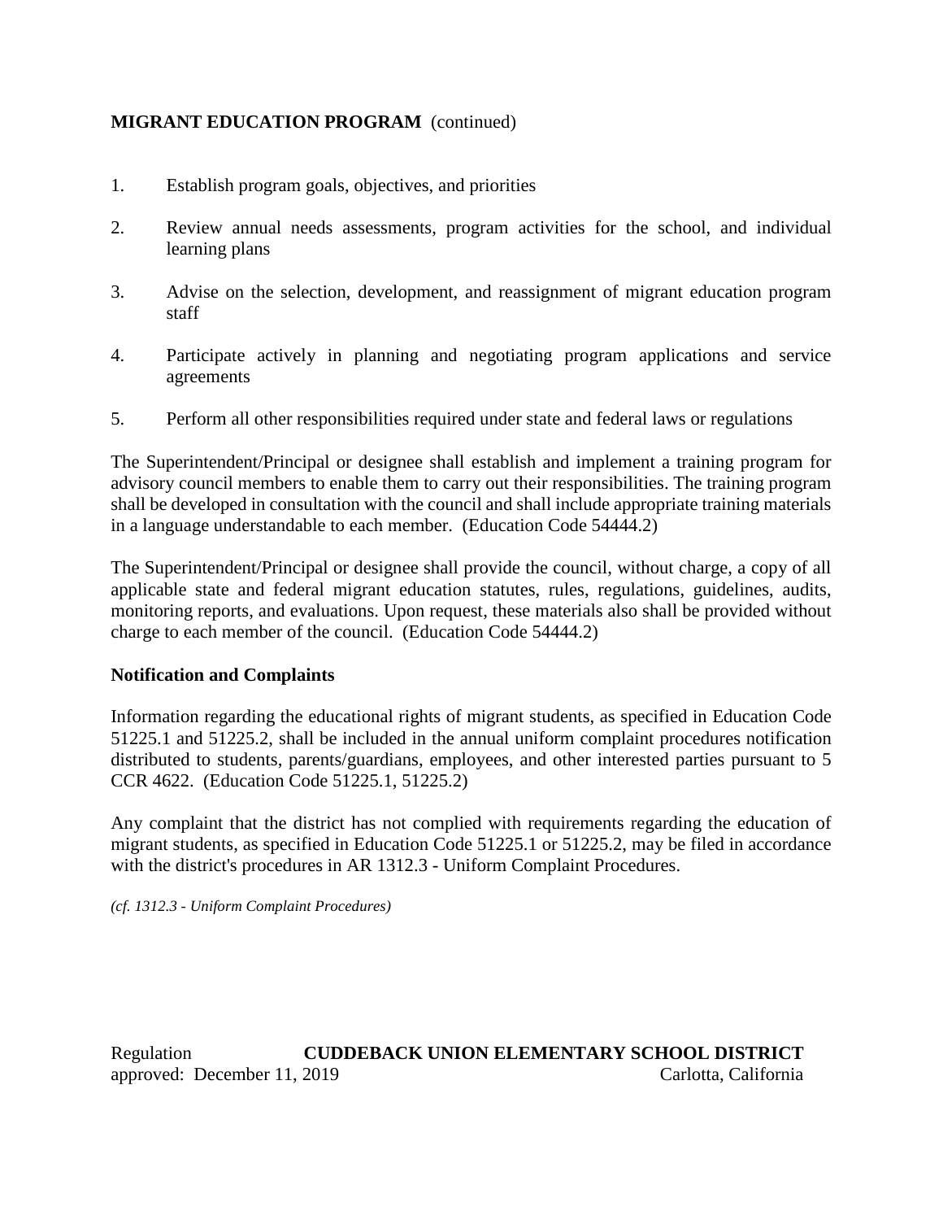1. Establish program goals, objectives, and priorities

2. Review annual needs assessments, program activities for the school, and individual learning plans

3. Advise on the selection, development, and reassignment of migrant education program staff

4. Participate actively in planning and negotiating program applications and service agreements

5. Perform all other responsibilities required under state and federal laws or regulations

The Superintendent/Principal or designee shall establish and implement a training program for advisory council members to enable them to carry out their responsibilities. The training program shall be developed in consultation with the council and shall include appropriate training materials in a language understandable to each member. (Education Code 54444.2)

The Superintendent/Principal or designee shall provide the council, without charge, a copy of all applicable state and federal migrant education statutes, rules, regulations, guidelines, audits, monitoring reports, and evaluations. Upon request, these materials also shall be provided without charge to each member of the council. (Education Code 54444.2)

**Notification and Complaints**

Information regarding the educational rights of migrant students, as specified in Education Code 51225.1 and 51225.2, shall be included in the annual uniform complaint procedures notification distributed to students, parents/guardians, employees, and other interested parties pursuant to 5 CCR 4622. (Education Code 51225.1, 51225.2)

Any complaint that the district has not complied with requirements regarding the education of migrant students, as specified in Education Code 51225.1 or 51225.2, may be filed in accordance with the district's procedures in AR 1312.3 - Uniform Complaint Procedures.

*(cf. 1312.3 - Uniform Complaint Procedures)*

Regulation **CUDDEBACK UNION ELEMENTARY SCHOOL DISTRICT**
approved: December 11, 2019 Carlotta, California